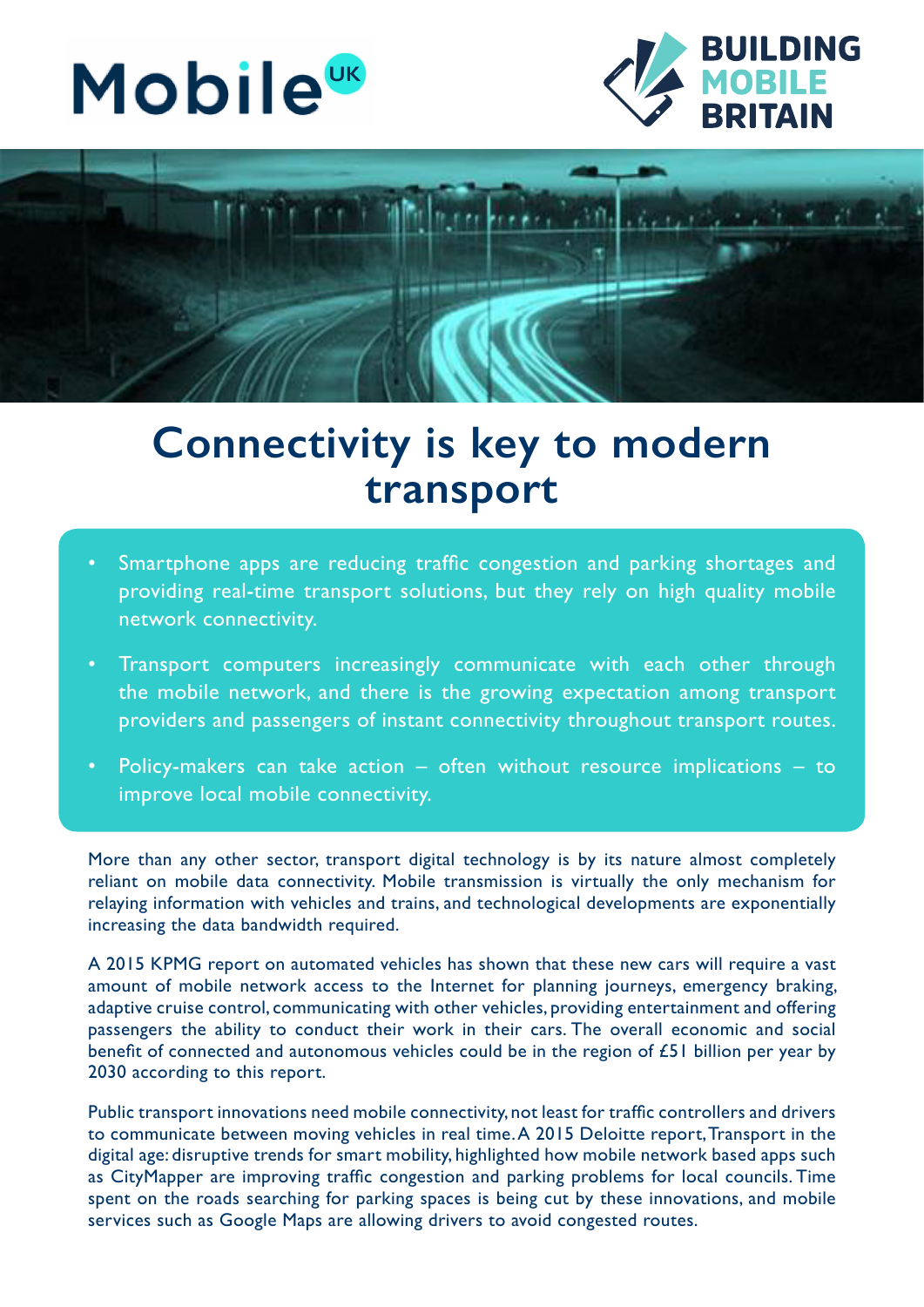Mobile UK

BUILDING MOBILE BRITAIN

# Connectivity is key to modern transport

- Smartphone apps are reducing traffic congestion and parking shortages and providing real-time transport solutions, but they rely on high quality mobile network connectivity.
- Transport computers increasingly communicate with each other through the mobile network, and there is the growing expectation among transport providers and passengers of instant connectivity throughout transport routes.
- Policy-makers can take action – often without resource implications – to improve local mobile connectivity.

More than any other sector, transport digital technology is by its nature almost completely reliant on mobile data connectivity. Mobile transmission is virtually the only mechanism for relaying information with vehicles and trains, and technological developments are exponentially increasing the data bandwidth required.

A 2015 KPMG report on automated vehicles has shown that these new cars will require a vast amount of mobile network access to the Internet for planning journeys, emergency braking, adaptive cruise control, communicating with other vehicles, providing entertainment and offering passengers the ability to conduct their work in their cars. The overall economic and social benefit of connected and autonomous vehicles could be in the region of £51 billion per year by 2030 according to this report.

Public transport innovations need mobile connectivity, not least for traffic controllers and drivers to communicate between moving vehicles in real time. A 2015 Deloitte report, Transport in the digital age: disruptive trends for smart mobility, highlighted how mobile network based apps such as CityMapper are improving traffic congestion and parking problems for local councils. Time spent on the roads searching for parking spaces is being cut by these innovations, and mobile services such as Google Maps are allowing drivers to avoid congested routes.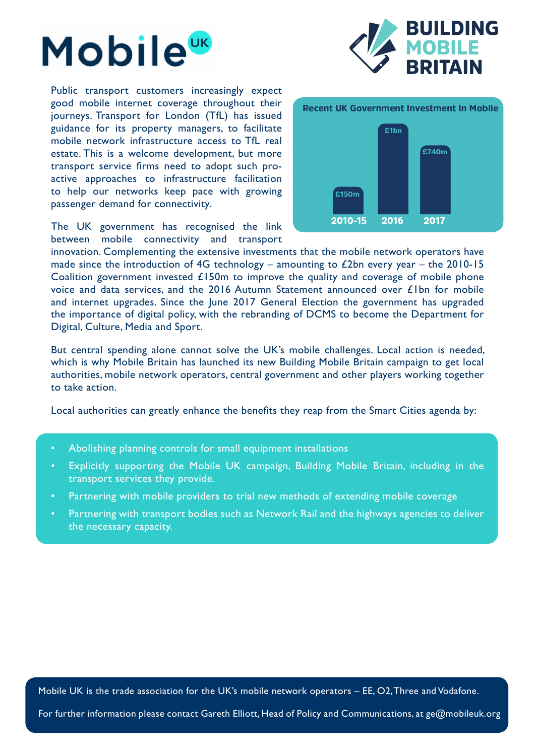Mobile UK

BUILDING MOBILE BRITAIN

Public transport customers increasingly expect good mobile internet coverage throughout their journeys. Transport for London (TfL) has issued guidance for its property managers, to facilitate mobile network infrastructure access to TfL real estate. This is a welcome development, but more transport service firms need to adopt such pro-active approaches to infrastructure facilitation to help our networks keep pace with growing passenger demand for connectivity.

Recent UK Government Investment in Mobile

£150m
£1bn
£740m
2010-15
2016
2017

The UK government has recognised the link between mobile connectivity and transport innovation. Complementing the extensive investments that the mobile network operators have made since the introduction of 4G technology – amounting to £2bn every year – the 2010-15 Coalition government invested £150m to improve the quality and coverage of mobile phone voice and data services, and the 2016 Autumn Statement announced over £1bn for mobile and internet upgrades. Since the June 2017 General Election the government has upgraded the importance of digital policy, with the rebranding of DCMS to become the Department for Digital, Culture, Media and Sport.

But central spending alone cannot solve the UK's mobile challenges. Local action is needed, which is why Mobile Britain has launched its new Building Mobile Britain campaign to get local authorities, mobile network operators, central government and other players working together to take action.

Local authorities can greatly enhance the benefits they reap from the Smart Cities agenda by:

- Abolishing planning controls for small equipment installations
- Explicitly supporting the Mobile UK campaign, Building Mobile Britain, including in the transport services they provide.
- Partnering with mobile providers to trial new methods of extending mobile coverage
- Partnering with transport bodies such as Network Rail and the highways agencies to deliver the necessary capacity.

Mobile UK is the trade association for the UK's mobile network operators – EE, O2, Three and Vodafone.

For further information please contact Gareth Elliott, Head of Policy and Communications, at ge@mobileuk.org